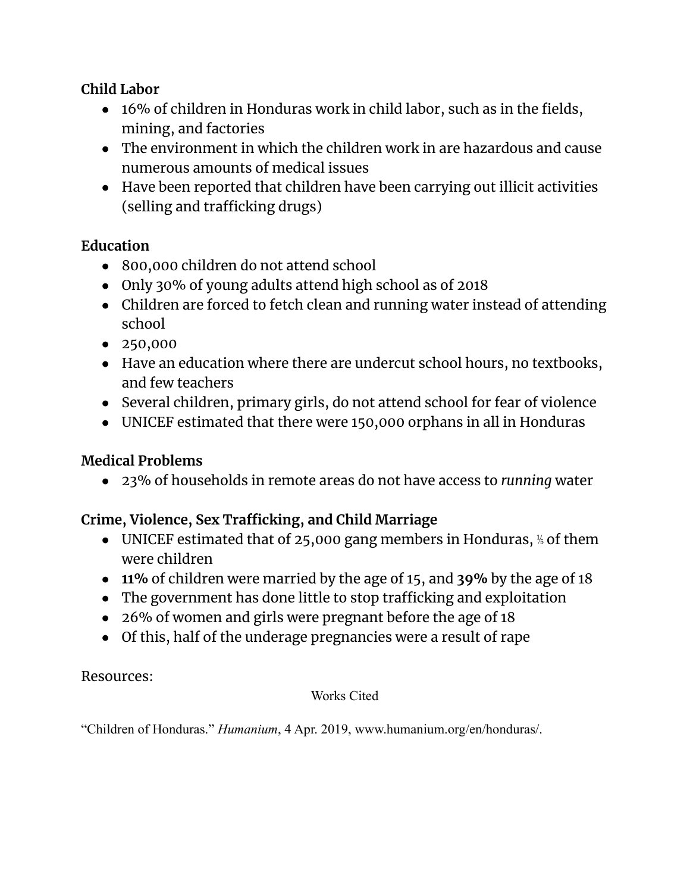**Child Labor**

- 16% of children in Honduras work in child labor, such as in the fields, mining, and factories
- The environment in which the children work in are hazardous and cause numerous amounts of medical issues
- Have been reported that children have been carrying out illicit activities (selling and trafficking drugs)

**Education**

- 800,000 children do not attend school
- Only 30% of young adults attend high school as of 2018
- Children are forced to fetch clean and running water instead of attending school
- 250,000
- Have an education where there are undercut school hours, no textbooks, and few teachers
- Several children, primary girls, do not attend school for fear of violence
- UNICEF estimated that there were 150,000 orphans in all in Honduras

**Medical Problems**

- 23% of households in remote areas do not have access to *running* water

**Crime, Violence, Sex Trafficking, and Child Marriage**

- UNICEF estimated that of 25,000 gang members in Honduras, ⅕ of them were children
- **11%** of children were married by the age of 15, and **39%** by the age of 18
- The government has done little to stop trafficking and exploitation
- 26% of women and girls were pregnant before the age of 18
- Of this, half of the underage pregnancies were a result of rape

Resources:

Works Cited

"Children of Honduras." *Humanium*, 4 Apr. 2019, www.humanium.org/en/honduras/.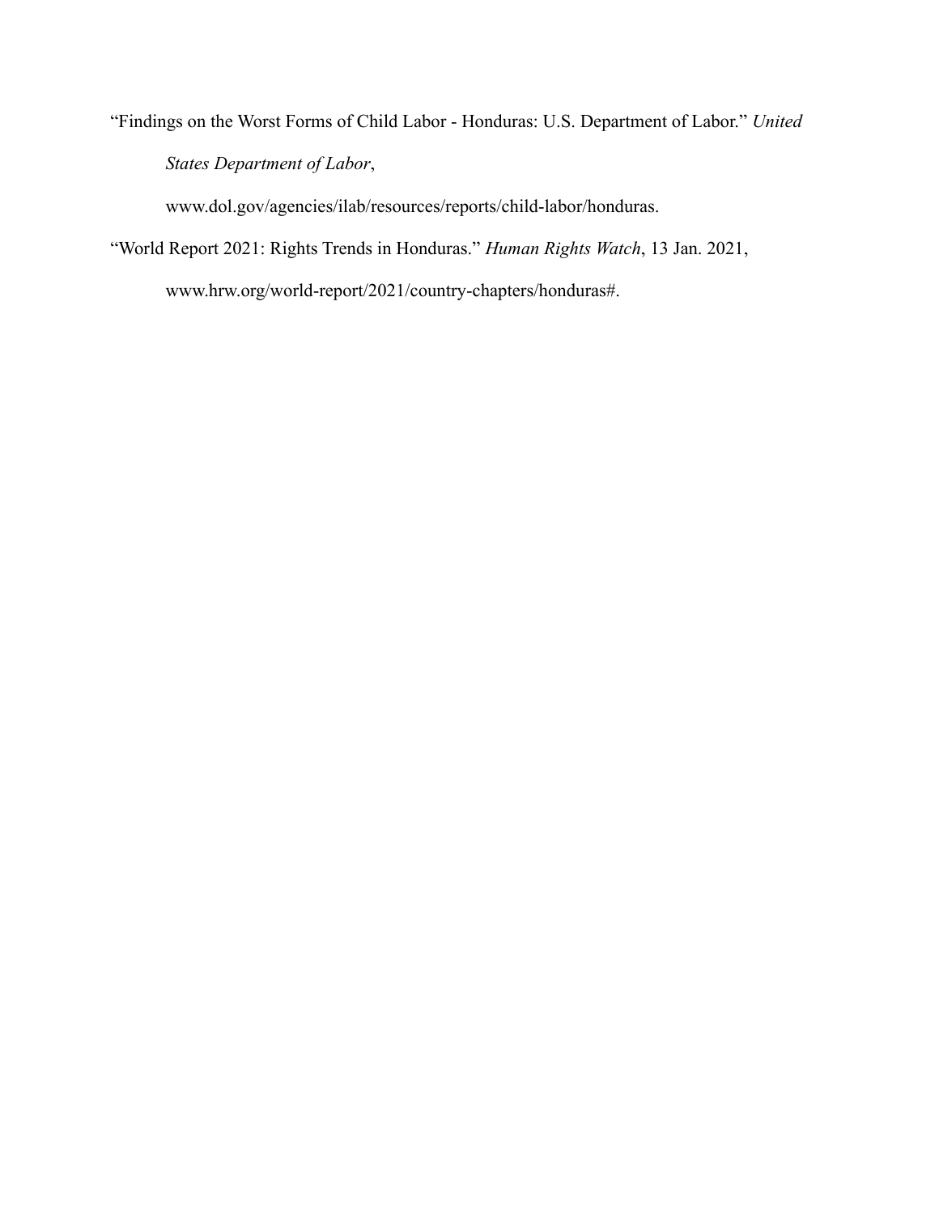"Findings on the Worst Forms of Child Labor - Honduras: U.S. Department of Labor." *United States Department of Labor*, www.dol.gov/agencies/ilab/resources/reports/child-labor/honduras.

"World Report 2021: Rights Trends in Honduras." *Human Rights Watch*, 13 Jan. 2021, www.hrw.org/world-report/2021/country-chapters/honduras#.